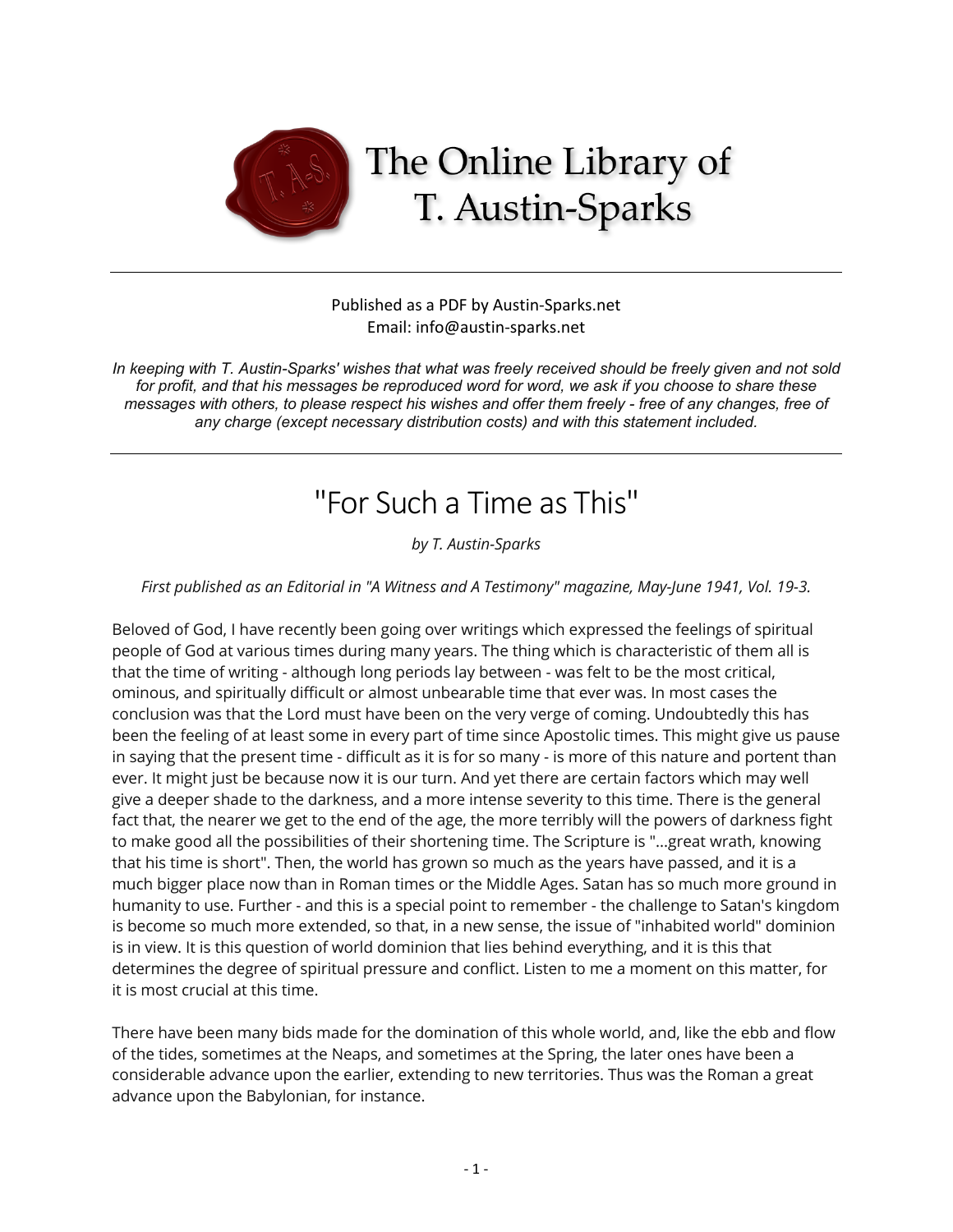# The Online Library of T. Austin-Sparks

Published as a PDF by Austin-Sparks.net
Email: info@austin-sparks.net

*In keeping with T. Austin-Sparks' wishes that what was freely received should be freely given and not sold for profit, and that his messages be reproduced word for word, we ask if you choose to share these messages with others, to please respect his wishes and offer them freely - free of any changes, free of any charge (except necessary distribution costs) and with this statement included.*

---

# "For Such a Time as This"

*by T. Austin-Sparks*

*First published as an Editorial in "A Witness and A Testimony" magazine, May-June 1941, Vol. 19-3.*

Beloved of God, I have recently been going over writings which expressed the feelings of spiritual people of God at various times during many years. The thing which is characteristic of them all is that the time of writing - although long periods lay between - was felt to be the most critical, ominous, and spiritually difficult or almost unbearable time that ever was. In most cases the conclusion was that the Lord must have been on the very verge of coming. Undoubtedly this has been the feeling of at least some in every part of time since Apostolic times. This might give us pause in saying that the present time - difficult as it is for so many - is more of this nature and portent than ever. It might just be because now it is our turn. And yet there are certain factors which may well give a deeper shade to the darkness, and a more intense severity to this time. There is the general fact that, the nearer we get to the end of the age, the more terribly will the powers of darkness fight to make good all the possibilities of their shortening time. The Scripture is "...great wrath, knowing that his time is short". Then, the world has grown so much as the years have passed, and it is a much bigger place now than in Roman times or the Middle Ages. Satan has so much more ground in humanity to use. Further - and this is a special point to remember - the challenge to Satan's kingdom is become so much more extended, so that, in a new sense, the issue of "inhabited world" dominion is in view. It is this question of world dominion that lies behind everything, and it is this that determines the degree of spiritual pressure and conflict. Listen to me a moment on this matter, for it is most crucial at this time.

There have been many bids made for the domination of this whole world, and, like the ebb and flow of the tides, sometimes at the Neaps, and sometimes at the Spring, the later ones have been a considerable advance upon the earlier, extending to new territories. Thus was the Roman a great advance upon the Babylonian, for instance.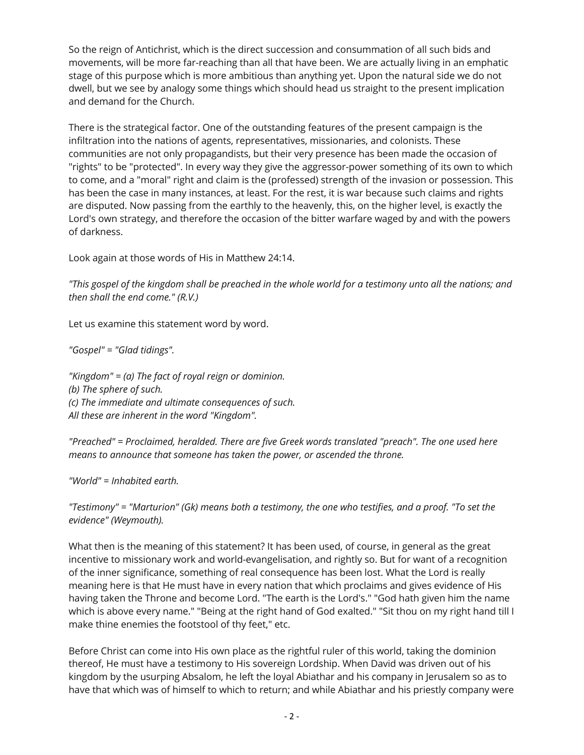So the reign of Antichrist, which is the direct succession and consummation of all such bids and movements, will be more far-reaching than all that have been. We are actually living in an emphatic stage of this purpose which is more ambitious than anything yet. Upon the natural side we do not dwell, but we see by analogy some things which should head us straight to the present implication and demand for the Church.

There is the strategical factor. One of the outstanding features of the present campaign is the infiltration into the nations of agents, representatives, missionaries, and colonists. These communities are not only propagandists, but their very presence has been made the occasion of "rights" to be "protected". In every way they give the aggressor-power something of its own to which to come, and a "moral" right and claim is the (professed) strength of the invasion or possession. This has been the case in many instances, at least. For the rest, it is war because such claims and rights are disputed. Now passing from the earthly to the heavenly, this, on the higher level, is exactly the Lord's own strategy, and therefore the occasion of the bitter warfare waged by and with the powers of darkness.

Look again at those words of His in Matthew 24:14.

*"This gospel of the kingdom shall be preached in the whole world for a testimony unto all the nations; and then shall the end come." (R.V.)*

Let us examine this statement word by word.

*"Gospel" = "Glad tidings".*

*"Kingdom" = (a) The fact of royal reign or dominion.*
*(b) The sphere of such.*
*(c) The immediate and ultimate consequences of such.*
*All these are inherent in the word "Kingdom".*

*"Preached" = Proclaimed, heralded. There are five Greek words translated "preach". The one used here means to announce that someone has taken the power, or ascended the throne.*

*"World" = Inhabited earth.*

*"Testimony" = "Marturion" (Gk) means both a testimony, the one who testifies, and a proof. "To set the evidence" (Weymouth).*

What then is the meaning of this statement? It has been used, of course, in general as the great incentive to missionary work and world-evangelisation, and rightly so. But for want of a recognition of the inner significance, something of real consequence has been lost. What the Lord is really meaning here is that He must have in every nation that which proclaims and gives evidence of His having taken the Throne and become Lord. "The earth is the Lord's." "God hath given him the name which is above every name." "Being at the right hand of God exalted." "Sit thou on my right hand till I make thine enemies the footstool of thy feet," etc.

Before Christ can come into His own place as the rightful ruler of this world, taking the dominion thereof, He must have a testimony to His sovereign Lordship. When David was driven out of his kingdom by the usurping Absalom, he left the loyal Abiathar and his company in Jerusalem so as to have that which was of himself to which to return; and while Abiathar and his priestly company were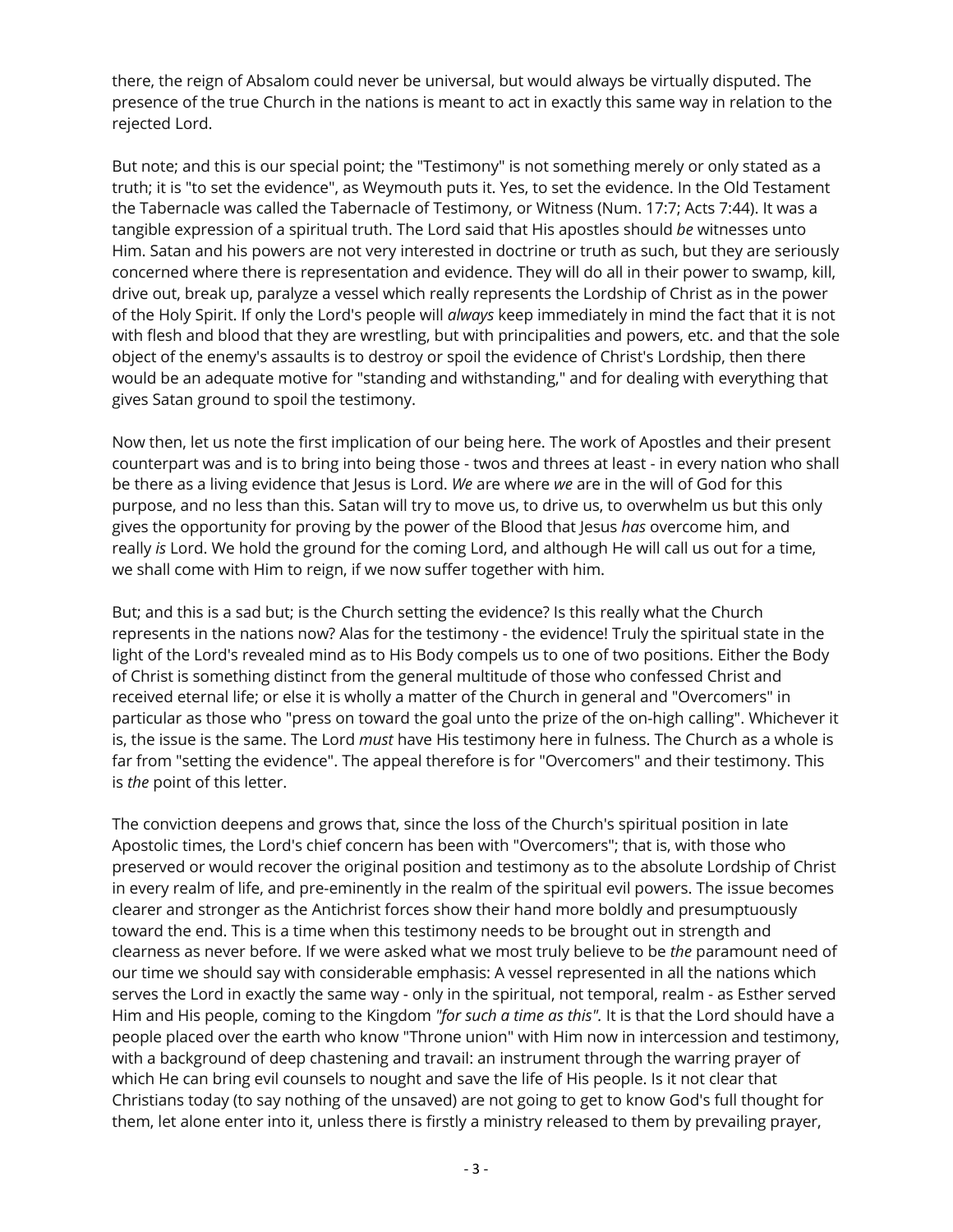there, the reign of Absalom could never be universal, but would always be virtually disputed. The presence of the true Church in the nations is meant to act in exactly this same way in relation to the rejected Lord.

But note; and this is our special point; the "Testimony" is not something merely or only stated as a truth; it is "to set the evidence", as Weymouth puts it. Yes, to set the evidence. In the Old Testament the Tabernacle was called the Tabernacle of Testimony, or Witness (Num. 17:7; Acts 7:44). It was a tangible expression of a spiritual truth. The Lord said that His apostles should *be* witnesses unto Him. Satan and his powers are not very interested in doctrine or truth as such, but they are seriously concerned where there is representation and evidence. They will do all in their power to swamp, kill, drive out, break up, paralyze a vessel which really represents the Lordship of Christ as in the power of the Holy Spirit. If only the Lord's people will *always* keep immediately in mind the fact that it is not with flesh and blood that they are wrestling, but with principalities and powers, etc. and that the sole object of the enemy's assaults is to destroy or spoil the evidence of Christ's Lordship, then there would be an adequate motive for "standing and withstanding," and for dealing with everything that gives Satan ground to spoil the testimony.

Now then, let us note the first implication of our being here. The work of Apostles and their present counterpart was and is to bring into being those - twos and threes at least - in every nation who shall be there as a living evidence that Jesus is Lord. *We* are where *we* are in the will of God for this purpose, and no less than this. Satan will try to move us, to drive us, to overwhelm us but this only gives the opportunity for proving by the power of the Blood that Jesus *has* overcome him, and really *is* Lord. We hold the ground for the coming Lord, and although He will call us out for a time, we shall come with Him to reign, if we now suffer together with him.

But; and this is a sad but; is the Church setting the evidence? Is this really what the Church represents in the nations now? Alas for the testimony - the evidence! Truly the spiritual state in the light of the Lord's revealed mind as to His Body compels us to one of two positions. Either the Body of Christ is something distinct from the general multitude of those who confessed Christ and received eternal life; or else it is wholly a matter of the Church in general and "Overcomers" in particular as those who "press on toward the goal unto the prize of the on-high calling". Whichever it is, the issue is the same. The Lord *must* have His testimony here in fulness. The Church as a whole is far from "setting the evidence". The appeal therefore is for "Overcomers" and their testimony. This is *the* point of this letter.

The conviction deepens and grows that, since the loss of the Church's spiritual position in late Apostolic times, the Lord's chief concern has been with "Overcomers"; that is, with those who preserved or would recover the original position and testimony as to the absolute Lordship of Christ in every realm of life, and pre-eminently in the realm of the spiritual evil powers. The issue becomes clearer and stronger as the Antichrist forces show their hand more boldly and presumptuously toward the end. This is a time when this testimony needs to be brought out in strength and clearness as never before. If we were asked what we most truly believe to be *the* paramount need of our time we should say with considerable emphasis: A vessel represented in all the nations which serves the Lord in exactly the same way - only in the spiritual, not temporal, realm - as Esther served Him and His people, coming to the Kingdom *"for such a time as this".* It is that the Lord should have a people placed over the earth who know "Throne union" with Him now in intercession and testimony, with a background of deep chastening and travail: an instrument through the warring prayer of which He can bring evil counsels to nought and save the life of His people. Is it not clear that Christians today (to say nothing of the unsaved) are not going to get to know God's full thought for them, let alone enter into it, unless there is firstly a ministry released to them by prevailing prayer,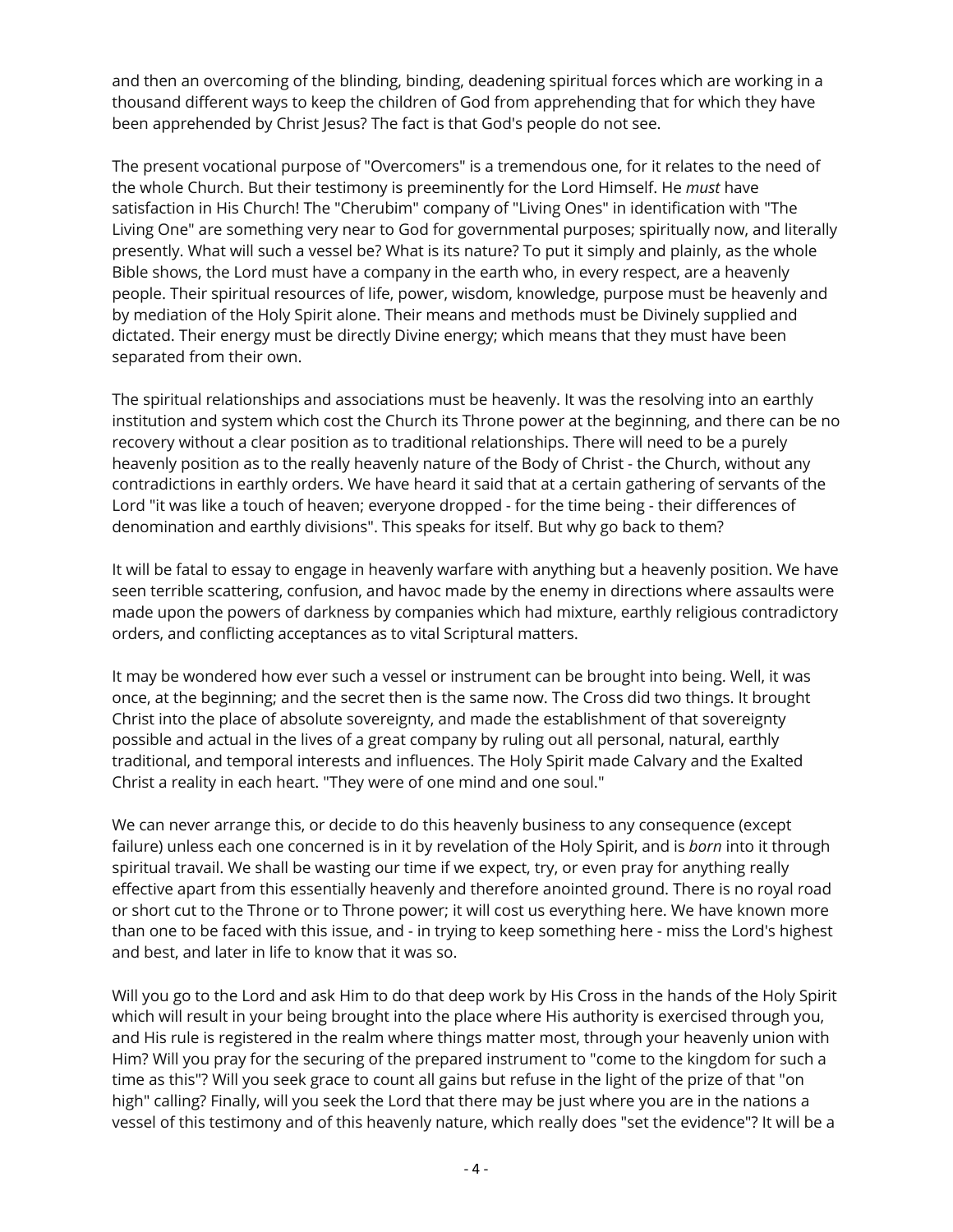and then an overcoming of the blinding, binding, deadening spiritual forces which are working in a thousand different ways to keep the children of God from apprehending that for which they have been apprehended by Christ Jesus? The fact is that God's people do not see.

The present vocational purpose of "Overcomers" is a tremendous one, for it relates to the need of the whole Church. But their testimony is preeminently for the Lord Himself. He *must* have satisfaction in His Church! The "Cherubim" company of "Living Ones" in identification with "The Living One" are something very near to God for governmental purposes; spiritually now, and literally presently. What will such a vessel be? What is its nature? To put it simply and plainly, as the whole Bible shows, the Lord must have a company in the earth who, in every respect, are a heavenly people. Their spiritual resources of life, power, wisdom, knowledge, purpose must be heavenly and by mediation of the Holy Spirit alone. Their means and methods must be Divinely supplied and dictated. Their energy must be directly Divine energy; which means that they must have been separated from their own.

The spiritual relationships and associations must be heavenly. It was the resolving into an earthly institution and system which cost the Church its Throne power at the beginning, and there can be no recovery without a clear position as to traditional relationships. There will need to be a purely heavenly position as to the really heavenly nature of the Body of Christ - the Church, without any contradictions in earthly orders. We have heard it said that at a certain gathering of servants of the Lord "it was like a touch of heaven; everyone dropped - for the time being - their differences of denomination and earthly divisions". This speaks for itself. But why go back to them?

It will be fatal to essay to engage in heavenly warfare with anything but a heavenly position. We have seen terrible scattering, confusion, and havoc made by the enemy in directions where assaults were made upon the powers of darkness by companies which had mixture, earthly religious contradictory orders, and conflicting acceptances as to vital Scriptural matters.

It may be wondered how ever such a vessel or instrument can be brought into being. Well, it was once, at the beginning; and the secret then is the same now. The Cross did two things. It brought Christ into the place of absolute sovereignty, and made the establishment of that sovereignty possible and actual in the lives of a great company by ruling out all personal, natural, earthly traditional, and temporal interests and influences. The Holy Spirit made Calvary and the Exalted Christ a reality in each heart. "They were of one mind and one soul."

We can never arrange this, or decide to do this heavenly business to any consequence (except failure) unless each one concerned is in it by revelation of the Holy Spirit, and is *born* into it through spiritual travail. We shall be wasting our time if we expect, try, or even pray for anything really effective apart from this essentially heavenly and therefore anointed ground. There is no royal road or short cut to the Throne or to Throne power; it will cost us everything here. We have known more than one to be faced with this issue, and - in trying to keep something here - miss the Lord's highest and best, and later in life to know that it was so.

Will you go to the Lord and ask Him to do that deep work by His Cross in the hands of the Holy Spirit which will result in your being brought into the place where His authority is exercised through you, and His rule is registered in the realm where things matter most, through your heavenly union with Him? Will you pray for the securing of the prepared instrument to "come to the kingdom for such a time as this"? Will you seek grace to count all gains but refuse in the light of the prize of that "on high" calling? Finally, will you seek the Lord that there may be just where you are in the nations a vessel of this testimony and of this heavenly nature, which really does "set the evidence"? It will be a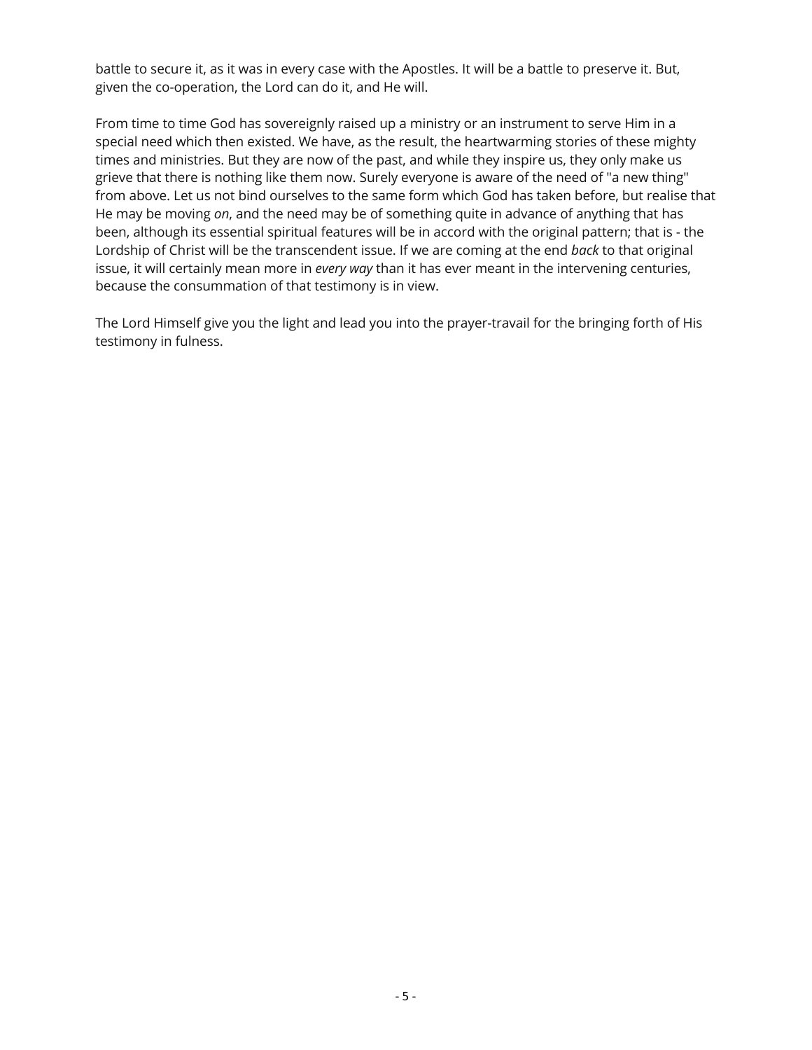battle to secure it, as it was in every case with the Apostles. It will be a battle to preserve it. But, given the co-operation, the Lord can do it, and He will.

From time to time God has sovereignly raised up a ministry or an instrument to serve Him in a special need which then existed. We have, as the result, the heartwarming stories of these mighty times and ministries. But they are now of the past, and while they inspire us, they only make us grieve that there is nothing like them now. Surely everyone is aware of the need of "a new thing" from above. Let us not bind ourselves to the same form which God has taken before, but realise that He may be moving *on*, and the need may be of something quite in advance of anything that has been, although its essential spiritual features will be in accord with the original pattern; that is - the Lordship of Christ will be the transcendent issue. If we are coming at the end *back* to that original issue, it will certainly mean more in *every way* than it has ever meant in the intervening centuries, because the consummation of that testimony is in view.

The Lord Himself give you the light and lead you into the prayer-travail for the bringing forth of His testimony in fulness.